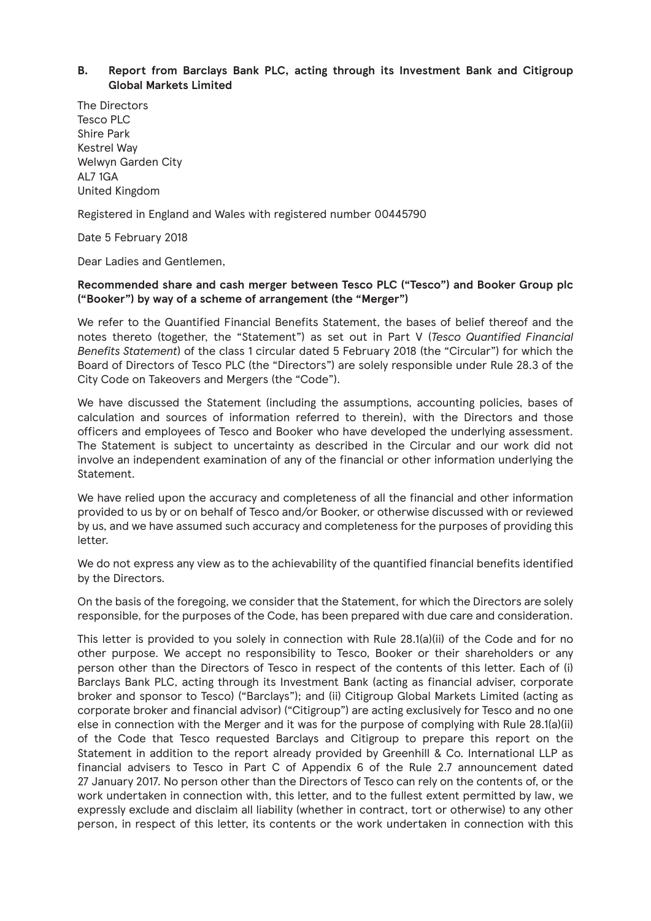## B. Report from Barclays Bank PLC, acting through its Investment Bank and Citigroup Global Markets Limited

The Directors
Tesco PLC
Shire Park
Kestrel Way
Welwyn Garden City
AL7 1GA
United Kingdom

Registered in England and Wales with registered number 00445790

Date 5 February 2018

Dear Ladies and Gentlemen,

**Recommended share and cash merger between Tesco PLC ("Tesco") and Booker Group plc ("Booker") by way of a scheme of arrangement (the "Merger")**

We refer to the Quantified Financial Benefits Statement, the bases of belief thereof and the notes thereto (together, the "Statement") as set out in Part V (*Tesco Quantified Financial Benefits Statement*) of the class 1 circular dated 5 February 2018 (the "Circular") for which the Board of Directors of Tesco PLC (the "Directors") are solely responsible under Rule 28.3 of the City Code on Takeovers and Mergers (the "Code").

We have discussed the Statement (including the assumptions, accounting policies, bases of calculation and sources of information referred to therein), with the Directors and those officers and employees of Tesco and Booker who have developed the underlying assessment. The Statement is subject to uncertainty as described in the Circular and our work did not involve an independent examination of any of the financial or other information underlying the Statement.

We have relied upon the accuracy and completeness of all the financial and other information provided to us by or on behalf of Tesco and/or Booker, or otherwise discussed with or reviewed by us, and we have assumed such accuracy and completeness for the purposes of providing this letter.

We do not express any view as to the achievability of the quantified financial benefits identified by the Directors.

On the basis of the foregoing, we consider that the Statement, for which the Directors are solely responsible, for the purposes of the Code, has been prepared with due care and consideration.

This letter is provided to you solely in connection with Rule 28.1(a)(ii) of the Code and for no other purpose. We accept no responsibility to Tesco, Booker or their shareholders or any person other than the Directors of Tesco in respect of the contents of this letter. Each of (i) Barclays Bank PLC, acting through its Investment Bank (acting as financial adviser, corporate broker and sponsor to Tesco) ("Barclays"); and (ii) Citigroup Global Markets Limited (acting as corporate broker and financial advisor) ("Citigroup") are acting exclusively for Tesco and no one else in connection with the Merger and it was for the purpose of complying with Rule 28.1(a)(ii) of the Code that Tesco requested Barclays and Citigroup to prepare this report on the Statement in addition to the report already provided by Greenhill & Co. International LLP as financial advisers to Tesco in Part C of Appendix 6 of the Rule 2.7 announcement dated 27 January 2017. No person other than the Directors of Tesco can rely on the contents of, or the work undertaken in connection with, this letter, and to the fullest extent permitted by law, we expressly exclude and disclaim all liability (whether in contract, tort or otherwise) to any other person, in respect of this letter, its contents or the work undertaken in connection with this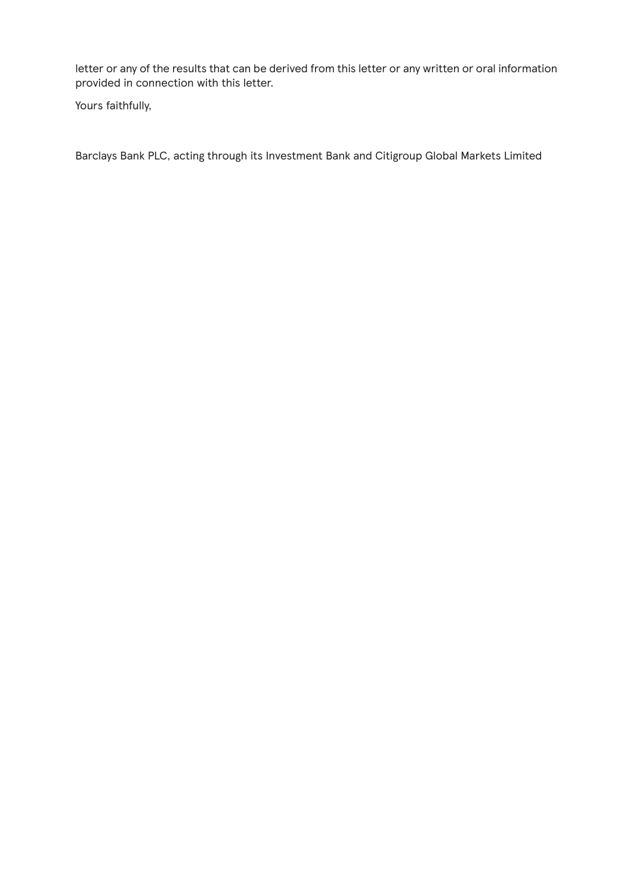letter or any of the results that can be derived from this letter or any written or oral information provided in connection with this letter.

Yours faithfully,

Barclays Bank PLC, acting through its Investment Bank and Citigroup Global Markets Limited